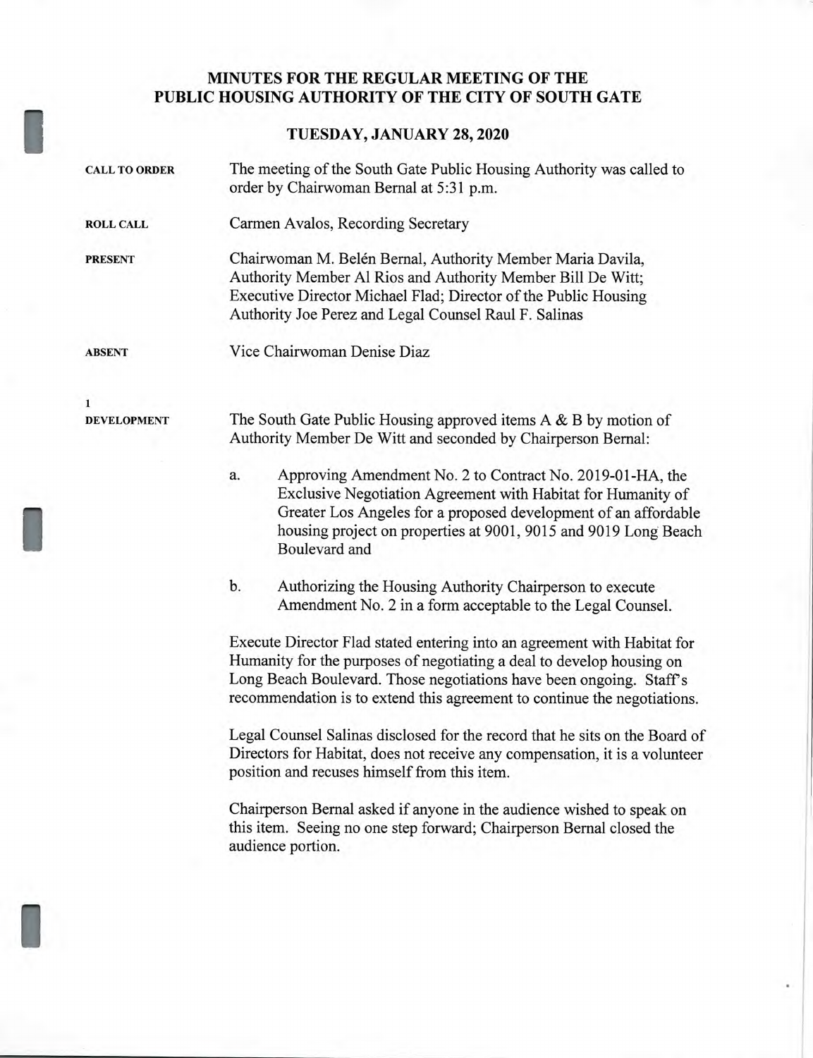# MINUTES FOR THE REGULAR MEETING OF THE PUBLIC HOUSING AUTHORITY OF THE CITY OF SOUTH GATE

## TUESDAY, JANUARY 28, 2020

**CALL TO ORDER**

The meeting of the South Gate Public Housing Authority was called to order by Chairwoman Bernal at 5:31 p.m.

**ROLL CALL**

Carmen Avalos, Recording Secretary

**PRESENT**

Chairwoman M. Belén Bernal, Authority Member Maria Davila, Authority Member Al Rios and Authority Member Bill De Witt; Executive Director Michael Flad; Director of the Public Housing Authority Joe Perez and Legal Counsel Raul F. Salinas

**ABSENT**

Vice Chairwoman Denise Diaz

**1**
**DEVELOPMENT**

The South Gate Public Housing approved items A & B by motion of Authority Member De Witt and seconded by Chairperson Bernal:

a. Approving Amendment No. 2 to Contract No. 2019-01-HA, the Exclusive Negotiation Agreement with Habitat for Humanity of Greater Los Angeles for a proposed development of an affordable housing project on properties at 9001, 9015 and 9019 Long Beach Boulevard and

b. Authorizing the Housing Authority Chairperson to execute Amendment No. 2 in a form acceptable to the Legal Counsel.

Execute Director Flad stated entering into an agreement with Habitat for Humanity for the purposes of negotiating a deal to develop housing on Long Beach Boulevard. Those negotiations have been ongoing. Staff's recommendation is to extend this agreement to continue the negotiations.

Legal Counsel Salinas disclosed for the record that he sits on the Board of Directors for Habitat, does not receive any compensation, it is a volunteer position and recuses himself from this item.

Chairperson Bernal asked if anyone in the audience wished to speak on this item. Seeing no one step forward; Chairperson Bernal closed the audience portion.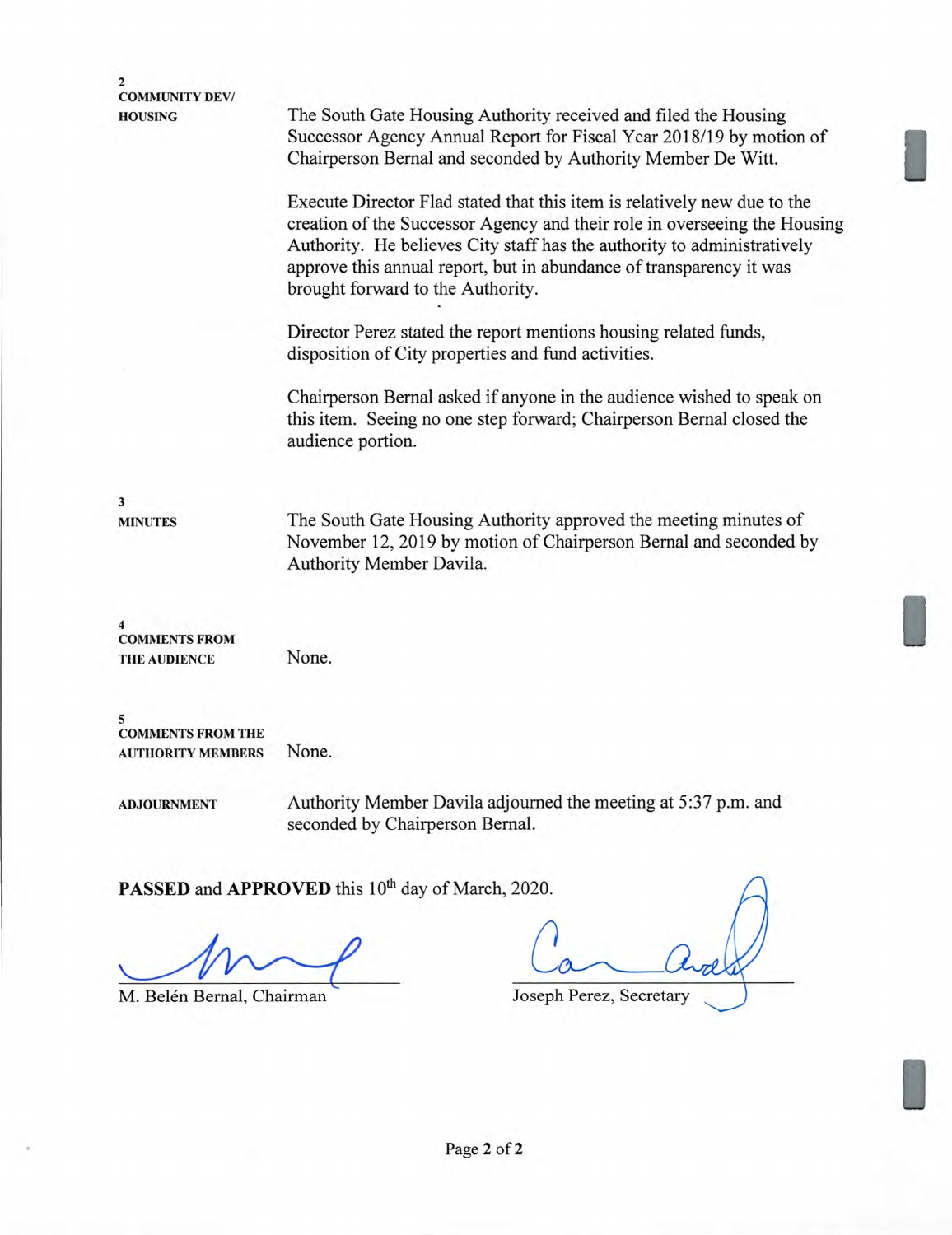**2**
**COMMUNITY DEV/ HOUSING**

The South Gate Housing Authority received and filed the Housing Successor Agency Annual Report for Fiscal Year 2018/19 by motion of Chairperson Bernal and seconded by Authority Member De Witt.

Execute Director Flad stated that this item is relatively new due to the creation of the Successor Agency and their role in overseeing the Housing Authority. He believes City staff has the authority to administratively approve this annual report, but in abundance of transparency it was brought forward to the Authority.

Director Perez stated the report mentions housing related funds, disposition of City properties and fund activities.

Chairperson Bernal asked if anyone in the audience wished to speak on this item. Seeing no one step forward; Chairperson Bernal closed the audience portion.

**3**
**MINUTES**

The South Gate Housing Authority approved the meeting minutes of November 12, 2019 by motion of Chairperson Bernal and seconded by Authority Member Davila.

**4**
**COMMENTS FROM THE AUDIENCE**

None.

**5**
**COMMENTS FROM THE AUTHORITY MEMBERS**

None.

**ADJOURNMENT**

Authority Member Davila adjourned the meeting at 5:37 p.m. and seconded by Chairperson Bernal.

**PASSED** and **APPROVED** this 10th day of March, 2020.

M. Belén Bernal, Chairman

Joseph Perez, Secretary